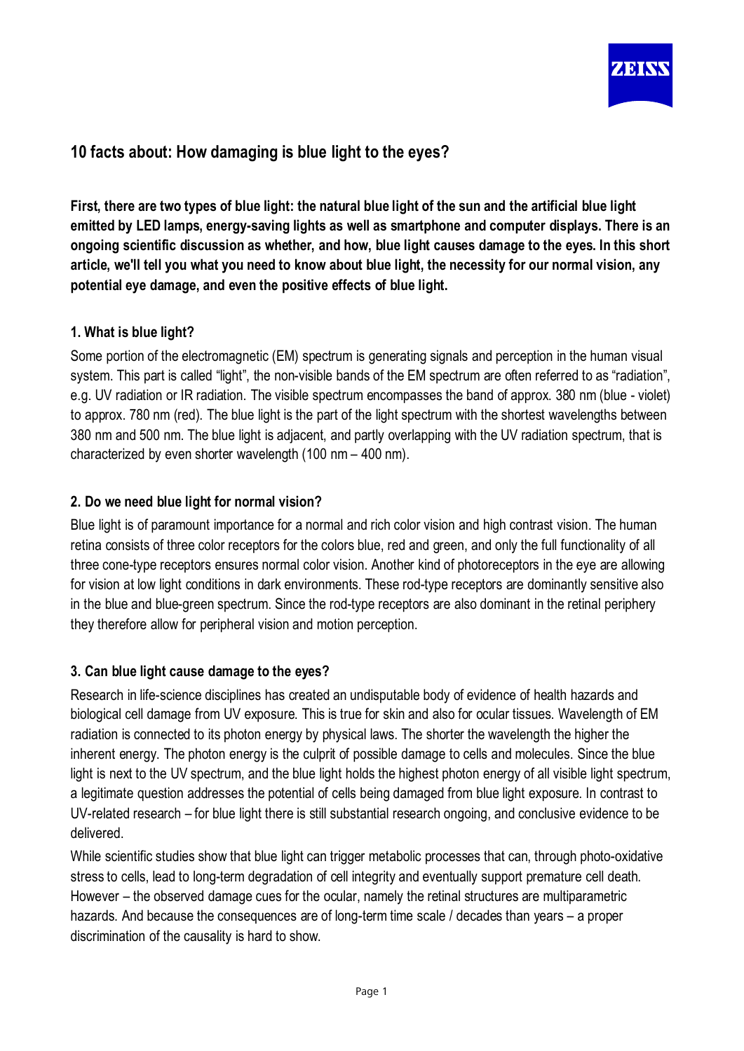# 10 facts about: How damaging is blue light to the eyes?

**First, there are two types of blue light: the natural blue light of the sun and the artificial blue light emitted by LED lamps, energy-saving lights as well as smartphone and computer displays. There is an ongoing scientific discussion as whether, and how, blue light causes damage to the eyes. In this short article, we'll tell you what you need to know about blue light, the necessity for our normal vision, any potential eye damage, and even the positive effects of blue light.**

### 1. What is blue light?

Some portion of the electromagnetic (EM) spectrum is generating signals and perception in the human visual system. This part is called "light", the non-visible bands of the EM spectrum are often referred to as "radiation", e.g. UV radiation or IR radiation. The visible spectrum encompasses the band of approx. 380 nm (blue - violet) to approx. 780 nm (red). The blue light is the part of the light spectrum with the shortest wavelengths between 380 nm and 500 nm. The blue light is adjacent, and partly overlapping with the UV radiation spectrum, that is characterized by even shorter wavelength (100 nm – 400 nm).

### 2. Do we need blue light for normal vision?

Blue light is of paramount importance for a normal and rich color vision and high contrast vision. The human retina consists of three color receptors for the colors blue, red and green, and only the full functionality of all three cone-type receptors ensures normal color vision. Another kind of photoreceptors in the eye are allowing for vision at low light conditions in dark environments. These rod-type receptors are dominantly sensitive also in the blue and blue-green spectrum. Since the rod-type receptors are also dominant in the retinal periphery they therefore allow for peripheral vision and motion perception.

### 3. Can blue light cause damage to the eyes?

Research in life-science disciplines has created an undisputable body of evidence of health hazards and biological cell damage from UV exposure. This is true for skin and also for ocular tissues. Wavelength of EM radiation is connected to its photon energy by physical laws. The shorter the wavelength the higher the inherent energy. The photon energy is the culprit of possible damage to cells and molecules. Since the blue light is next to the UV spectrum, and the blue light holds the highest photon energy of all visible light spectrum, a legitimate question addresses the potential of cells being damaged from blue light exposure. In contrast to UV-related research – for blue light there is still substantial research ongoing, and conclusive evidence to be delivered.

While scientific studies show that blue light can trigger metabolic processes that can, through photo-oxidative stress to cells, lead to long-term degradation of cell integrity and eventually support premature cell death. However – the observed damage cues for the ocular, namely the retinal structures are multiparametric hazards. And because the consequences are of long-term time scale / decades than years – a proper discrimination of the causality is hard to show.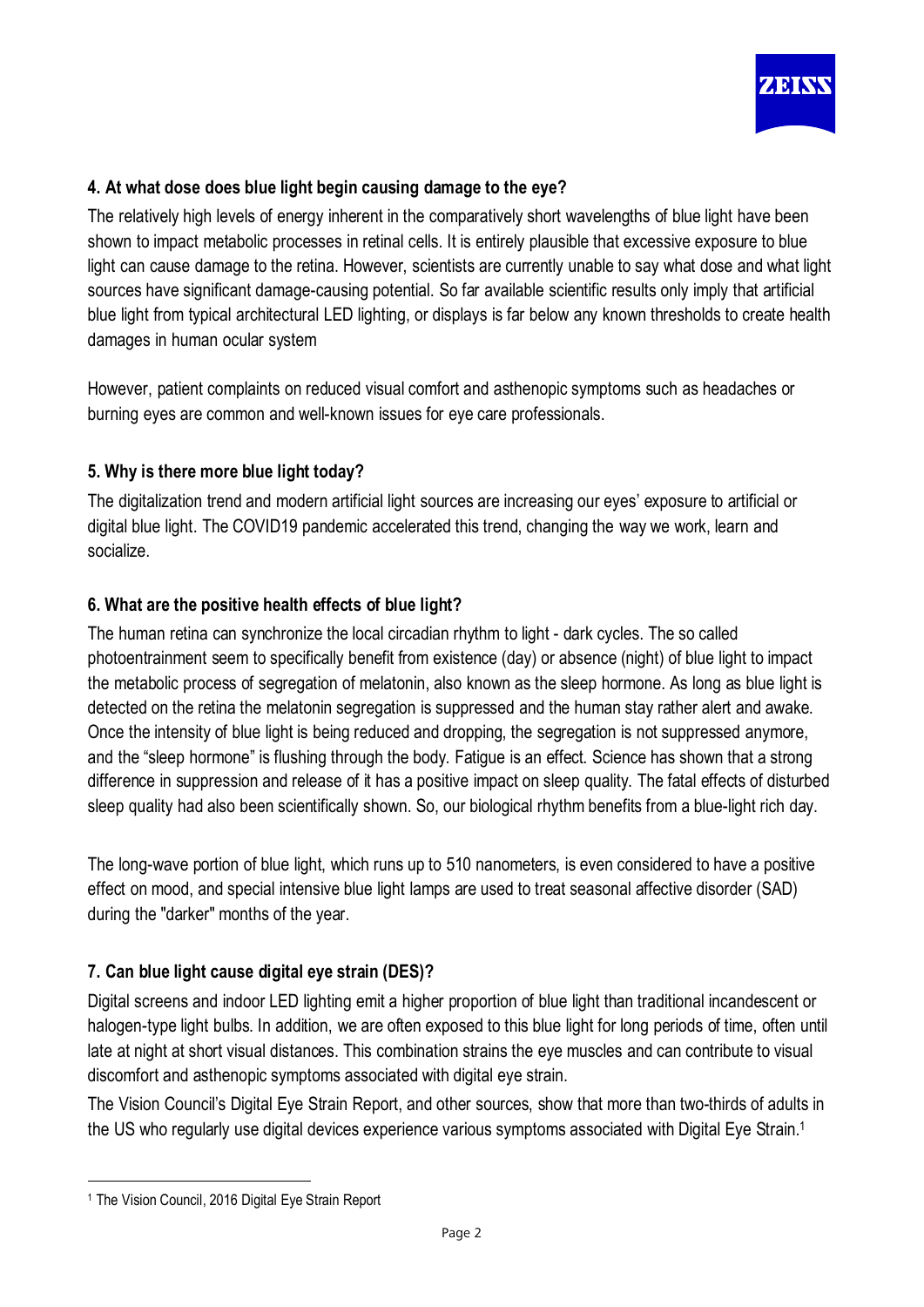### 4. At what dose does blue light begin causing damage to the eye?

The relatively high levels of energy inherent in the comparatively short wavelengths of blue light have been shown to impact metabolic processes in retinal cells. It is entirely plausible that excessive exposure to blue light can cause damage to the retina. However, scientists are currently unable to say what dose and what light sources have significant damage-causing potential. So far available scientific results only imply that artificial blue light from typical architectural LED lighting, or displays is far below any known thresholds to create health damages in human ocular system

However, patient complaints on reduced visual comfort and asthenopic symptoms such as headaches or burning eyes are common and well-known issues for eye care professionals.

### 5. Why is there more blue light today?

The digitalization trend and modern artificial light sources are increasing our eyes' exposure to artificial or digital blue light. The COVID19 pandemic accelerated this trend, changing the way we work, learn and socialize.

### 6. What are the positive health effects of blue light?

The human retina can synchronize the local circadian rhythm to light - dark cycles. The so called photoentrainment seem to specifically benefit from existence (day) or absence (night) of blue light to impact the metabolic process of segregation of melatonin, also known as the sleep hormone. As long as blue light is detected on the retina the melatonin segregation is suppressed and the human stay rather alert and awake. Once the intensity of blue light is being reduced and dropping, the segregation is not suppressed anymore, and the "sleep hormone" is flushing through the body. Fatigue is an effect. Science has shown that a strong difference in suppression and release of it has a positive impact on sleep quality. The fatal effects of disturbed sleep quality had also been scientifically shown. So, our biological rhythm benefits from a blue-light rich day.

The long-wave portion of blue light, which runs up to 510 nanometers, is even considered to have a positive effect on mood, and special intensive blue light lamps are used to treat seasonal affective disorder (SAD) during the "darker" months of the year.

### 7. Can blue light cause digital eye strain (DES)?

Digital screens and indoor LED lighting emit a higher proportion of blue light than traditional incandescent or halogen-type light bulbs. In addition, we are often exposed to this blue light for long periods of time, often until late at night at short visual distances. This combination strains the eye muscles and can contribute to visual discomfort and asthenopic symptoms associated with digital eye strain.

The Vision Council's Digital Eye Strain Report, and other sources, show that more than two-thirds of adults in the US who regularly use digital devices experience various symptoms associated with Digital Eye Strain.[1]

---

[1] The Vision Council, 2016 Digital Eye Strain Report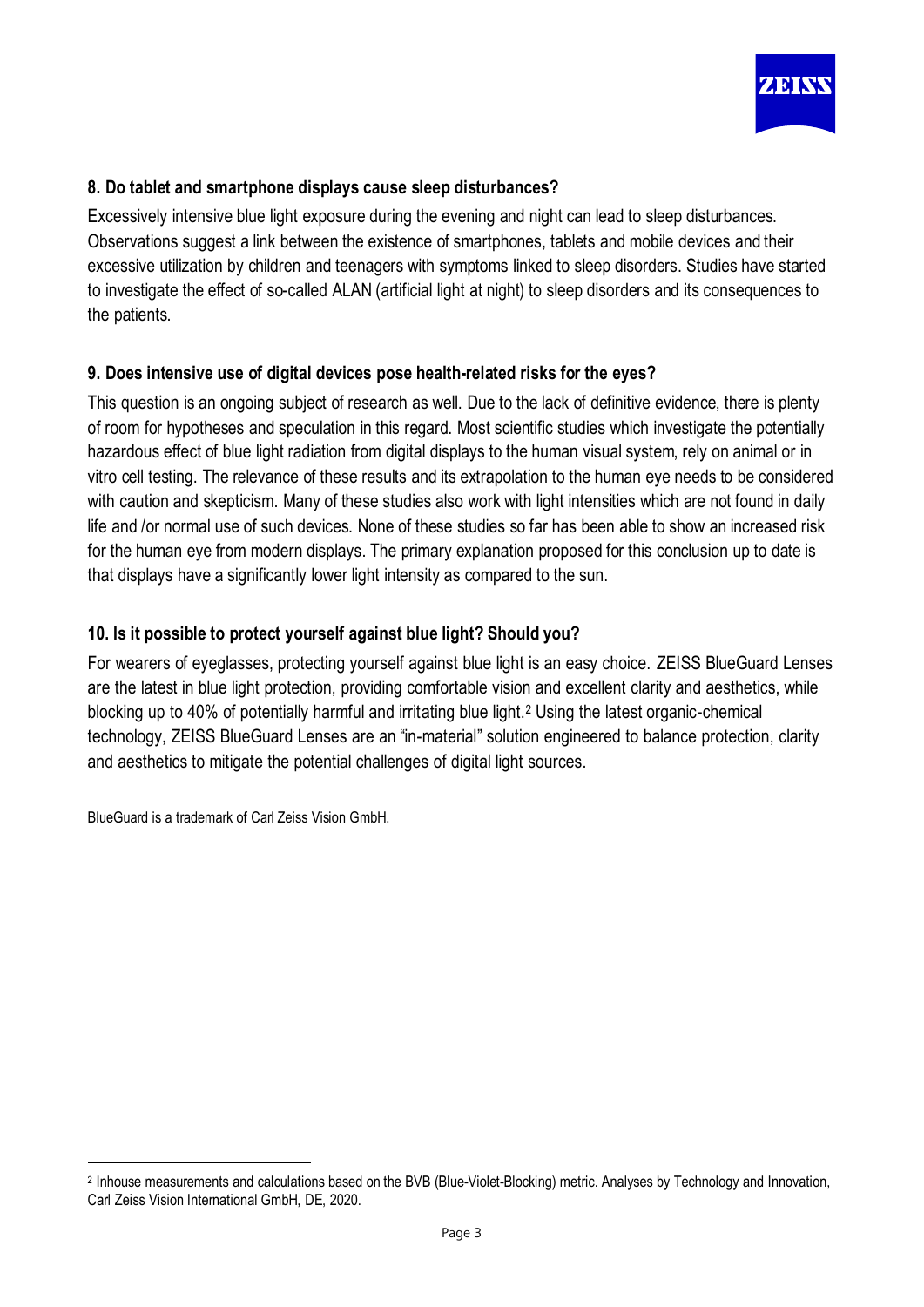### 8. Do tablet and smartphone displays cause sleep disturbances?

Excessively intensive blue light exposure during the evening and night can lead to sleep disturbances. Observations suggest a link between the existence of smartphones, tablets and mobile devices and their excessive utilization by children and teenagers with symptoms linked to sleep disorders. Studies have started to investigate the effect of so-called ALAN (artificial light at night) to sleep disorders and its consequences to the patients.

### 9. Does intensive use of digital devices pose health-related risks for the eyes?

This question is an ongoing subject of research as well. Due to the lack of definitive evidence, there is plenty of room for hypotheses and speculation in this regard. Most scientific studies which investigate the potentially hazardous effect of blue light radiation from digital displays to the human visual system, rely on animal or in vitro cell testing. The relevance of these results and its extrapolation to the human eye needs to be considered with caution and skepticism. Many of these studies also work with light intensities which are not found in daily life and /or normal use of such devices. None of these studies so far has been able to show an increased risk for the human eye from modern displays. The primary explanation proposed for this conclusion up to date is that displays have a significantly lower light intensity as compared to the sun.

### 10. Is it possible to protect yourself against blue light? Should you?

For wearers of eyeglasses, protecting yourself against blue light is an easy choice. ZEISS BlueGuard Lenses are the latest in blue light protection, providing comfortable vision and excellent clarity and aesthetics, while blocking up to 40% of potentially harmful and irritating blue light.[2] Using the latest organic-chemical technology, ZEISS BlueGuard Lenses are an "in-material" solution engineered to balance protection, clarity and aesthetics to mitigate the potential challenges of digital light sources.

BlueGuard is a trademark of Carl Zeiss Vision GmbH.

---

[2] Inhouse measurements and calculations based on the BVB (Blue-Violet-Blocking) metric. Analyses by Technology and Innovation, Carl Zeiss Vision International GmbH, DE, 2020.